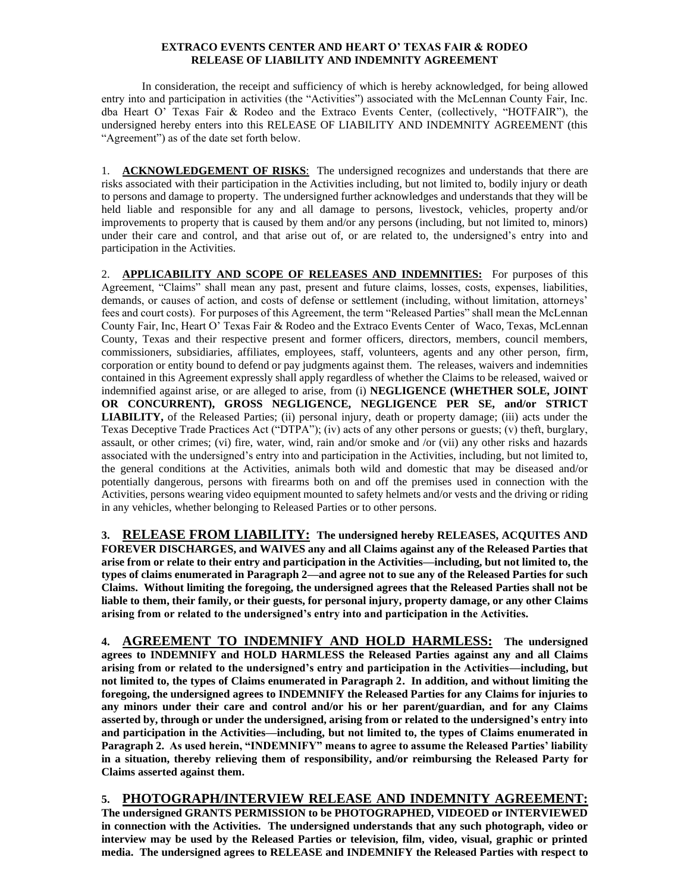**EXTRACO EVENTS CENTER AND HEART O' TEXAS FAIR & RODEO**
**RELEASE OF LIABILITY AND INDEMNITY AGREEMENT**

In consideration, the receipt and sufficiency of which is hereby acknowledged, for being allowed entry into and participation in activities (the "Activities") associated with the McLennan County Fair, Inc. dba Heart O' Texas Fair & Rodeo and the Extraco Events Center, (collectively, "HOTFAIR"), the undersigned hereby enters into this RELEASE OF LIABILITY AND INDEMNITY AGREEMENT (this "Agreement") as of the date set forth below.

1. **ACKNOWLEDGEMENT OF RISKS**: The undersigned recognizes and understands that there are risks associated with their participation in the Activities including, but not limited to, bodily injury or death to persons and damage to property. The undersigned further acknowledges and understands that they will be held liable and responsible for any and all damage to persons, livestock, vehicles, property and/or improvements to property that is caused by them and/or any persons (including, but not limited to, minors) under their care and control, and that arise out of, or are related to, the undersigned's entry into and participation in the Activities.

2. **APPLICABILITY AND SCOPE OF RELEASES AND INDEMNITIES:** For purposes of this Agreement, "Claims" shall mean any past, present and future claims, losses, costs, expenses, liabilities, demands, or causes of action, and costs of defense or settlement (including, without limitation, attorneys' fees and court costs). For purposes of this Agreement, the term "Released Parties" shall mean the McLennan County Fair, Inc, Heart O' Texas Fair & Rodeo and the Extraco Events Center of Waco, Texas, McLennan County, Texas and their respective present and former officers, directors, members, council members, commissioners, subsidiaries, affiliates, employees, staff, volunteers, agents and any other person, firm, corporation or entity bound to defend or pay judgments against them. The releases, waivers and indemnities contained in this Agreement expressly shall apply regardless of whether the Claims to be released, waived or indemnified against arise, or are alleged to arise, from (i) **NEGLIGENCE (WHETHER SOLE, JOINT OR CONCURRENT), GROSS NEGLIGENCE, NEGLIGENCE PER SE, and/or STRICT LIABILITY,** of the Released Parties; (ii) personal injury, death or property damage; (iii) acts under the Texas Deceptive Trade Practices Act ("DTPA"); (iv) acts of any other persons or guests; (v) theft, burglary, assault, or other crimes; (vi) fire, water, wind, rain and/or smoke and /or (vii) any other risks and hazards associated with the undersigned's entry into and participation in the Activities, including, but not limited to, the general conditions at the Activities, animals both wild and domestic that may be diseased and/or potentially dangerous, persons with firearms both on and off the premises used in connection with the Activities, persons wearing video equipment mounted to safety helmets and/or vests and the driving or riding in any vehicles, whether belonging to Released Parties or to other persons.

**3. RELEASE FROM LIABILITY: The undersigned hereby RELEASES, ACQUITES AND FOREVER DISCHARGES, and WAIVES any and all Claims against any of the Released Parties that arise from or relate to their entry and participation in the Activities—including, but not limited to, the types of claims enumerated in Paragraph 2—and agree not to sue any of the Released Parties for such Claims. Without limiting the foregoing, the undersigned agrees that the Released Parties shall not be liable to them, their family, or their guests, for personal injury, property damage, or any other Claims arising from or related to the undersigned's entry into and participation in the Activities.**

**4. AGREEMENT TO INDEMNIFY AND HOLD HARMLESS: The undersigned agrees to INDEMNIFY and HOLD HARMLESS the Released Parties against any and all Claims arising from or related to the undersigned's entry and participation in the Activities—including, but not limited to, the types of Claims enumerated in Paragraph 2. In addition, and without limiting the foregoing, the undersigned agrees to INDEMNIFY the Released Parties for any Claims for injuries to any minors under their care and control and/or his or her parent/guardian, and for any Claims asserted by, through or under the undersigned, arising from or related to the undersigned's entry into and participation in the Activities—including, but not limited to, the types of Claims enumerated in Paragraph 2. As used herein, "INDEMNIFY" means to agree to assume the Released Parties' liability in a situation, thereby relieving them of responsibility, and/or reimbursing the Released Party for Claims asserted against them.**

**5. PHOTOGRAPH/INTERVIEW RELEASE AND INDEMNITY AGREEMENT: The undersigned GRANTS PERMISSION to be PHOTOGRAPHED, VIDEOED or INTERVIEWED in connection with the Activities. The undersigned understands that any such photograph, video or interview may be used by the Released Parties or television, film, video, visual, graphic or printed media. The undersigned agrees to RELEASE and INDEMNIFY the Released Parties with respect to**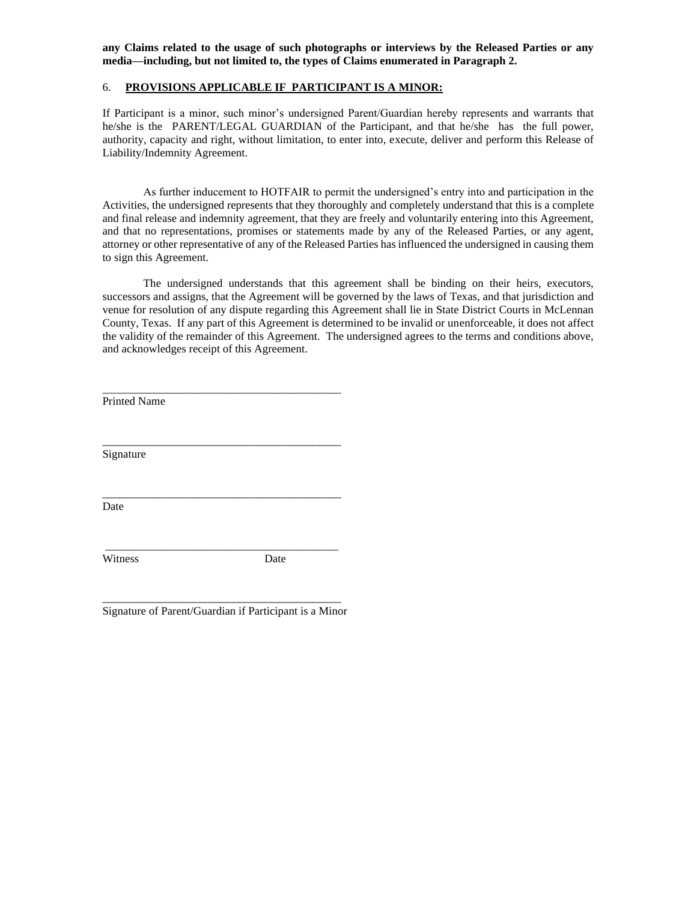**any Claims related to the usage of such photographs or interviews by the Released Parties or any media—including, but not limited to, the types of Claims enumerated in Paragraph 2.**

6. **PROVISIONS APPLICABLE IF PARTICIPANT IS A MINOR:**

If Participant is a minor, such minor's undersigned Parent/Guardian hereby represents and warrants that he/she is the PARENT/LEGAL GUARDIAN of the Participant, and that he/she has the full power, authority, capacity and right, without limitation, to enter into, execute, deliver and perform this Release of Liability/Indemnity Agreement.

As further inducement to HOTFAIR to permit the undersigned's entry into and participation in the Activities, the undersigned represents that they thoroughly and completely understand that this is a complete and final release and indemnity agreement, that they are freely and voluntarily entering into this Agreement, and that no representations, promises or statements made by any of the Released Parties, or any agent, attorney or other representative of any of the Released Parties has influenced the undersigned in causing them to sign this Agreement.

The undersigned understands that this agreement shall be binding on their heirs, executors, successors and assigns, that the Agreement will be governed by the laws of Texas, and that jurisdiction and venue for resolution of any dispute regarding this Agreement shall lie in State District Courts in McLennan County, Texas. If any part of this Agreement is determined to be invalid or unenforceable, it does not affect the validity of the remainder of this Agreement. The undersigned agrees to the terms and conditions above, and acknowledges receipt of this Agreement.

___________________________________________
Printed Name

___________________________________________
Signature

___________________________________________
Date

___________________________________________
Witness Date

___________________________________________
Signature of Parent/Guardian if Participant is a Minor